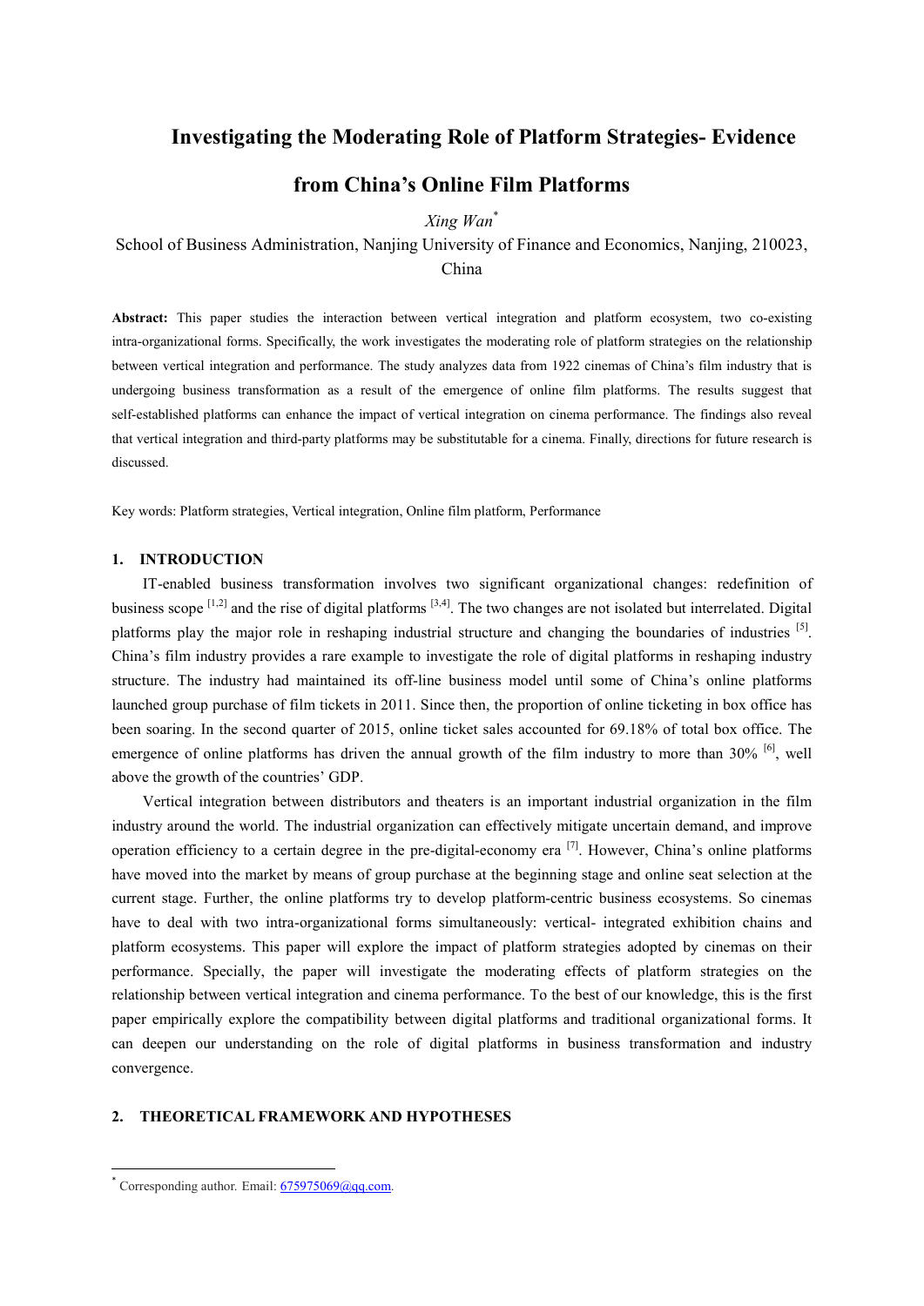# Investigating the Moderating Role of Platform Strategies- Evidence from China's Online Film Platforms

*Xing Wan*[*]

School of Business Administration, Nanjing University of Finance and Economics, Nanjing, 210023, China

**Abstract:** This paper studies the interaction between vertical integration and platform ecosystem, two co-existing intra-organizational forms. Specifically, the work investigates the moderating role of platform strategies on the relationship between vertical integration and performance. The study analyzes data from 1922 cinemas of China's film industry that is undergoing business transformation as a result of the emergence of online film platforms. The results suggest that self-established platforms can enhance the impact of vertical integration on cinema performance. The findings also reveal that vertical integration and third-party platforms may be substitutable for a cinema. Finally, directions for future research is discussed.

Key words: Platform strategies, Vertical integration, Online film platform, Performance

## 1. INTRODUCTION

IT-enabled business transformation involves two significant organizational changes: redefinition of business scope [1,2] and the rise of digital platforms [3,4]. The two changes are not isolated but interrelated. Digital platforms play the major role in reshaping industrial structure and changing the boundaries of industries [5]. China's film industry provides a rare example to investigate the role of digital platforms in reshaping industry structure. The industry had maintained its off-line business model until some of China's online platforms launched group purchase of film tickets in 2011. Since then, the proportion of online ticketing in box office has been soaring. In the second quarter of 2015, online ticket sales accounted for 69.18% of total box office. The emergence of online platforms has driven the annual growth of the film industry to more than 30% [6], well above the growth of the countries' GDP.

Vertical integration between distributors and theaters is an important industrial organization in the film industry around the world. The industrial organization can effectively mitigate uncertain demand, and improve operation efficiency to a certain degree in the pre-digital-economy era [7]. However, China's online platforms have moved into the market by means of group purchase at the beginning stage and online seat selection at the current stage. Further, the online platforms try to develop platform-centric business ecosystems. So cinemas have to deal with two intra-organizational forms simultaneously: vertical- integrated exhibition chains and platform ecosystems. This paper will explore the impact of platform strategies adopted by cinemas on their performance. Specially, the paper will investigate the moderating effects of platform strategies on the relationship between vertical integration and cinema performance. To the best of our knowledge, this is the first paper empirically explore the compatibility between digital platforms and traditional organizational forms. It can deepen our understanding on the role of digital platforms in business transformation and industry convergence.

## 2. THEORETICAL FRAMEWORK AND HYPOTHESES

[*] Corresponding author. Email: 675975069@qq.com.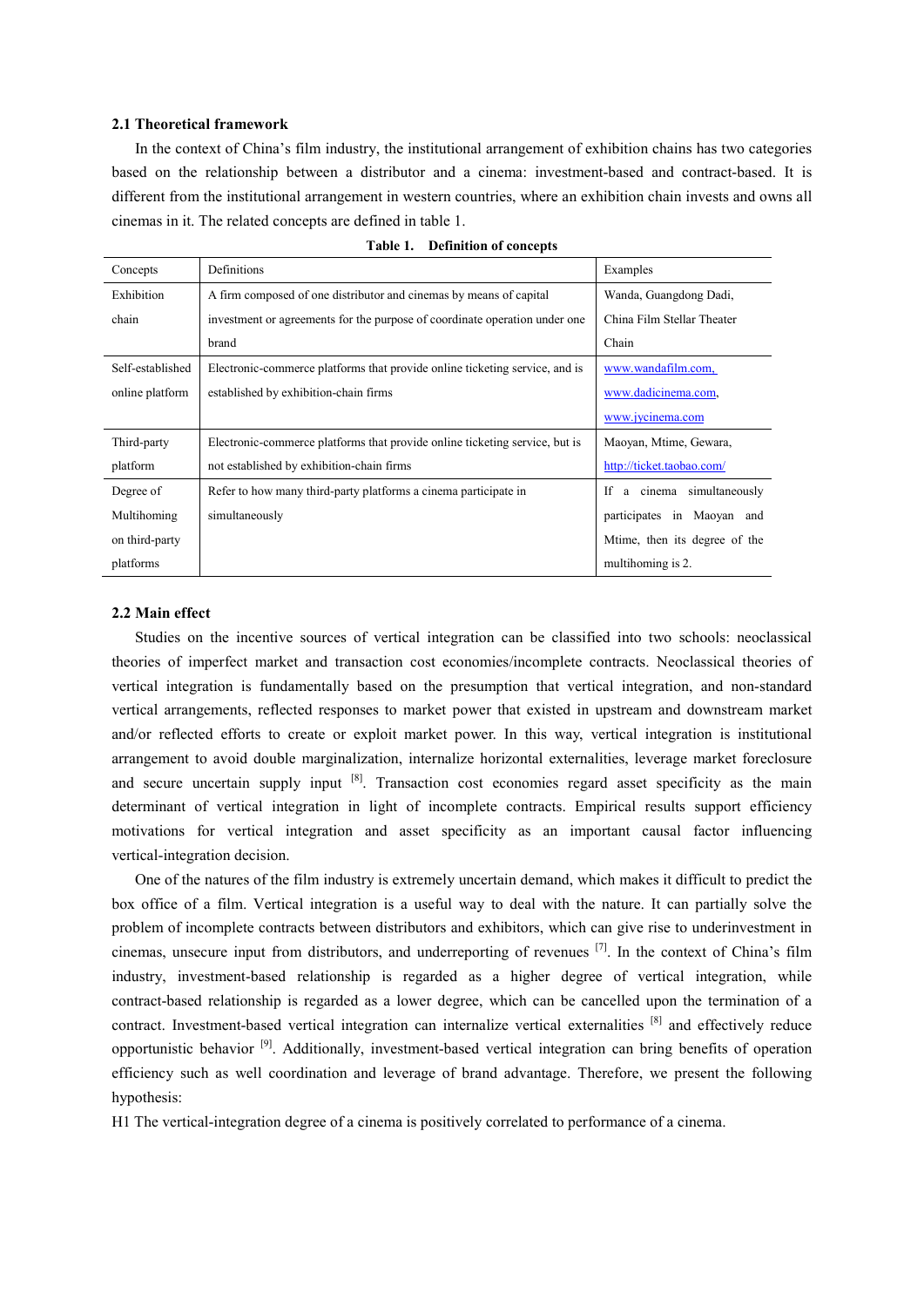## 2.1 Theoretical framework

In the context of China's film industry, the institutional arrangement of exhibition chains has two categories based on the relationship between a distributor and a cinema: investment-based and contract-based. It is different from the institutional arrangement in western countries, where an exhibition chain invests and owns all cinemas in it. The related concepts are defined in table 1.

**Table 1. Definition of concepts**

| Concepts | Definitions | Examples |
|---|---|---|
| Exhibition chain | A firm composed of one distributor and cinemas by means of capital investment or agreements for the purpose of coordinate operation under one brand | Wanda, Guangdong Dadi, China Film Stellar Theater Chain |
| Self-established online platform | Electronic-commerce platforms that provide online ticketing service, and is established by exhibition-chain firms | www.wandafilm.com, www.dadicinema.com, www.jycinema.com |
| Third-party platform | Electronic-commerce platforms that provide online ticketing service, but is not established by exhibition-chain firms | Maoyan, Mtime, Gewara, http://ticket.taobao.com/ |
| Degree of Multihoming on third-party platforms | Refer to how many third-party platforms a cinema participate in simultaneously | If a cinema simultaneously participates in Maoyan and Mtime, then its degree of the multihoming is 2. |

## 2.2 Main effect

Studies on the incentive sources of vertical integration can be classified into two schools: neoclassical theories of imperfect market and transaction cost economies/incomplete contracts. Neoclassical theories of vertical integration is fundamentally based on the presumption that vertical integration, and non-standard vertical arrangements, reflected responses to market power that existed in upstream and downstream market and/or reflected efforts to create or exploit market power. In this way, vertical integration is institutional arrangement to avoid double marginalization, internalize horizontal externalities, leverage market foreclosure and secure uncertain supply input [8]. Transaction cost economies regard asset specificity as the main determinant of vertical integration in light of incomplete contracts. Empirical results support efficiency motivations for vertical integration and asset specificity as an important causal factor influencing vertical-integration decision.

One of the natures of the film industry is extremely uncertain demand, which makes it difficult to predict the box office of a film. Vertical integration is a useful way to deal with the nature. It can partially solve the problem of incomplete contracts between distributors and exhibitors, which can give rise to underinvestment in cinemas, unsecure input from distributors, and underreporting of revenues [7]. In the context of China's film industry, investment-based relationship is regarded as a higher degree of vertical integration, while contract-based relationship is regarded as a lower degree, which can be cancelled upon the termination of a contract. Investment-based vertical integration can internalize vertical externalities [8] and effectively reduce opportunistic behavior [9]. Additionally, investment-based vertical integration can bring benefits of operation efficiency such as well coordination and leverage of brand advantage. Therefore, we present the following hypothesis:

H1 The vertical-integration degree of a cinema is positively correlated to performance of a cinema.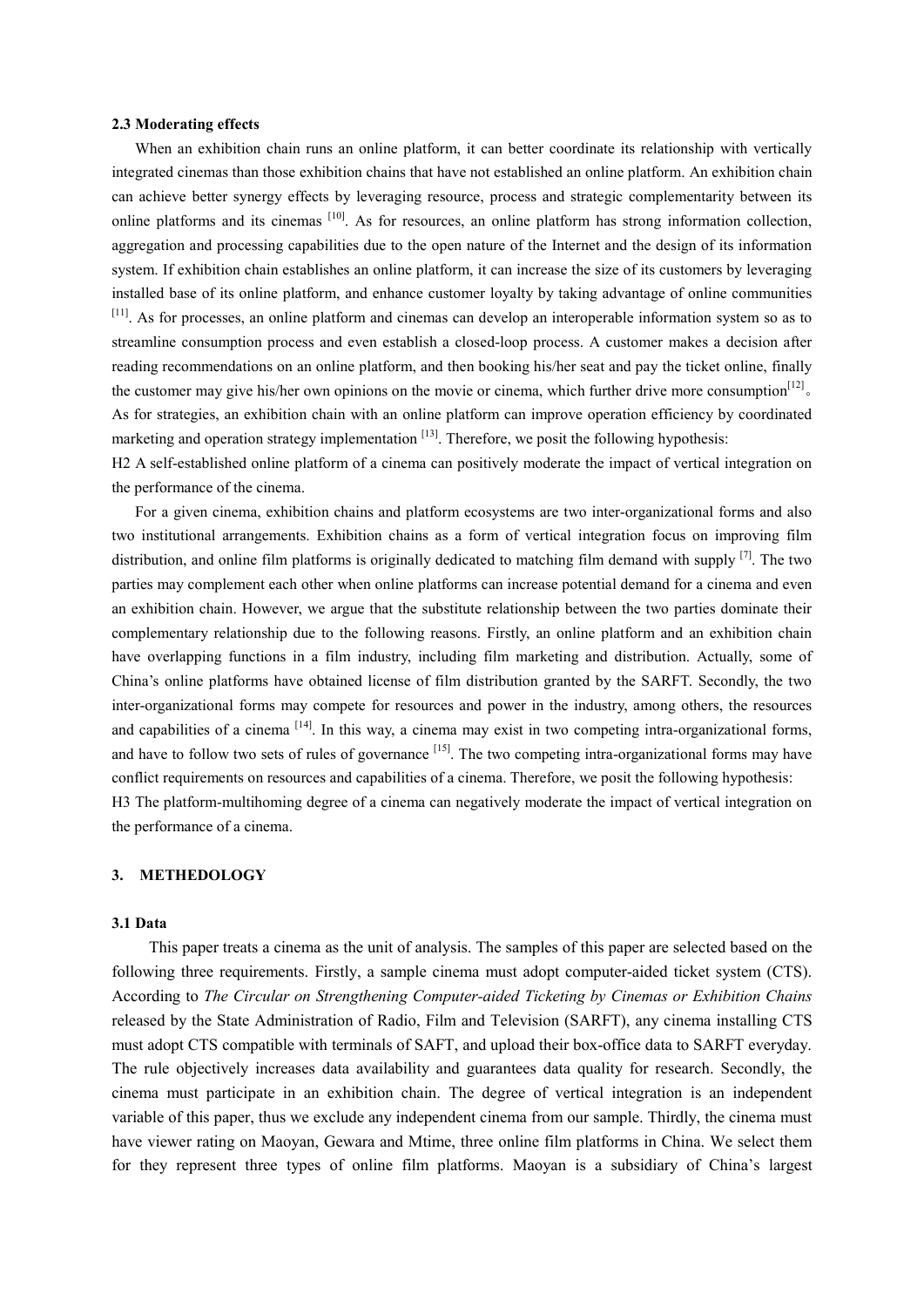### 2.3 Moderating effects

When an exhibition chain runs an online platform, it can better coordinate its relationship with vertically integrated cinemas than those exhibition chains that have not established an online platform. An exhibition chain can achieve better synergy effects by leveraging resource, process and strategic complementarity between its online platforms and its cinemas [10]. As for resources, an online platform has strong information collection, aggregation and processing capabilities due to the open nature of the Internet and the design of its information system. If exhibition chain establishes an online platform, it can increase the size of its customers by leveraging installed base of its online platform, and enhance customer loyalty by taking advantage of online communities [11]. As for processes, an online platform and cinemas can develop an interoperable information system so as to streamline consumption process and even establish a closed-loop process. A customer makes a decision after reading recommendations on an online platform, and then booking his/her seat and pay the ticket online, finally the customer may give his/her own opinions on the movie or cinema, which further drive more consumption[12]。As for strategies, an exhibition chain with an online platform can improve operation efficiency by coordinated marketing and operation strategy implementation [13]. Therefore, we posit the following hypothesis:

H2 A self-established online platform of a cinema can positively moderate the impact of vertical integration on the performance of the cinema.

For a given cinema, exhibition chains and platform ecosystems are two inter-organizational forms and also two institutional arrangements. Exhibition chains as a form of vertical integration focus on improving film distribution, and online film platforms is originally dedicated to matching film demand with supply [7]. The two parties may complement each other when online platforms can increase potential demand for a cinema and even an exhibition chain. However, we argue that the substitute relationship between the two parties dominate their complementary relationship due to the following reasons. Firstly, an online platform and an exhibition chain have overlapping functions in a film industry, including film marketing and distribution. Actually, some of China's online platforms have obtained license of film distribution granted by the SARFT. Secondly, the two inter-organizational forms may compete for resources and power in the industry, among others, the resources and capabilities of a cinema [14]. In this way, a cinema may exist in two competing intra-organizational forms, and have to follow two sets of rules of governance [15]. The two competing intra-organizational forms may have conflict requirements on resources and capabilities of a cinema. Therefore, we posit the following hypothesis:

H3 The platform-multihoming degree of a cinema can negatively moderate the impact of vertical integration on the performance of a cinema.

## 3. METHEDOLOGY

### 3.1 Data

This paper treats a cinema as the unit of analysis. The samples of this paper are selected based on the following three requirements. Firstly, a sample cinema must adopt computer-aided ticket system (CTS). According to *The Circular on Strengthening Computer-aided Ticketing by Cinemas or Exhibition Chains* released by the State Administration of Radio, Film and Television (SARFT), any cinema installing CTS must adopt CTS compatible with terminals of SAFT, and upload their box-office data to SARFT everyday. The rule objectively increases data availability and guarantees data quality for research. Secondly, the cinema must participate in an exhibition chain. The degree of vertical integration is an independent variable of this paper, thus we exclude any independent cinema from our sample. Thirdly, the cinema must have viewer rating on Maoyan, Gewara and Mtime, three online film platforms in China. We select them for they represent three types of online film platforms. Maoyan is a subsidiary of China's largest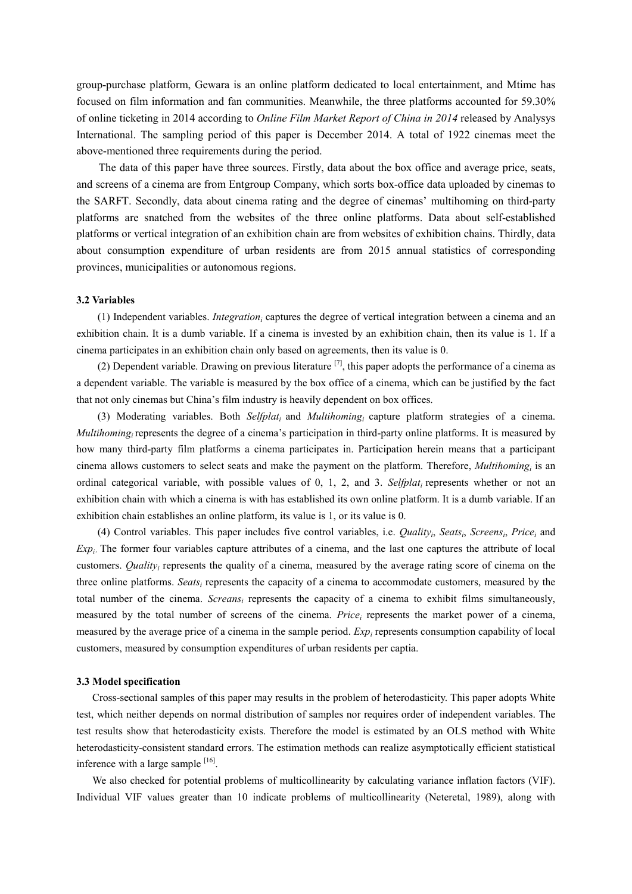group-purchase platform, Gewara is an online platform dedicated to local entertainment, and Mtime has focused on film information and fan communities. Meanwhile, the three platforms accounted for 59.30% of online ticketing in 2014 according to *Online Film Market Report of China in 2014* released by Analysys International. The sampling period of this paper is December 2014. A total of 1922 cinemas meet the above-mentioned three requirements during the period.

The data of this paper have three sources. Firstly, data about the box office and average price, seats, and screens of a cinema are from Entgroup Company, which sorts box-office data uploaded by cinemas to the SARFT. Secondly, data about cinema rating and the degree of cinemas' multihoming on third-party platforms are snatched from the websites of the three online platforms. Data about self-established platforms or vertical integration of an exhibition chain are from websites of exhibition chains. Thirdly, data about consumption expenditure of urban residents are from 2015 annual statistics of corresponding provinces, municipalities or autonomous regions.

### 3.2 Variables

(1) Independent variables. $Integration_i$ captures the degree of vertical integration between a cinema and an exhibition chain. It is a dumb variable. If a cinema is invested by an exhibition chain, then its value is 1. If a cinema participates in an exhibition chain only based on agreements, then its value is 0.

(2) Dependent variable. Drawing on previous literature [7], this paper adopts the performance of a cinema as a dependent variable. The variable is measured by the box office of a cinema, which can be justified by the fact that not only cinemas but China's film industry is heavily dependent on box offices.

(3) Moderating variables. Both $Selfplat_i$ and $Multihoming_i$ capture platform strategies of a cinema. $Multihoming_i$ represents the degree of a cinema's participation in third-party online platforms. It is measured by how many third-party film platforms a cinema participates in. Participation herein means that a participant cinema allows customers to select seats and make the payment on the platform. Therefore, $Multihoming_i$ is an ordinal categorical variable, with possible values of 0, 1, 2, and 3. $Selfplat_i$ represents whether or not an exhibition chain with which a cinema is with has established its own online platform. It is a dumb variable. If an exhibition chain establishes an online platform, its value is 1, or its value is 0.

(4) Control variables. This paper includes five control variables, i.e. $Quality_i$, $Seats_i$, $Screens_i$, $Price_i$ and $Exp_i$. The former four variables capture attributes of a cinema, and the last one captures the attribute of local customers. $Quality_i$ represents the quality of a cinema, measured by the average rating score of cinema on the three online platforms. $Seats_i$ represents the capacity of a cinema to accommodate customers, measured by the total number of the cinema. $Screans_i$ represents the capacity of a cinema to exhibit films simultaneously, measured by the total number of screens of the cinema. $Price_i$ represents the market power of a cinema, measured by the average price of a cinema in the sample period. $Exp_i$ represents consumption capability of local customers, measured by consumption expenditures of urban residents per captia.

### 3.3 Model specification

Cross-sectional samples of this paper may results in the problem of heterodasticity. This paper adopts White test, which neither depends on normal distribution of samples nor requires order of independent variables. The test results show that heterodasticity exists. Therefore the model is estimated by an OLS method with White heterodasticity-consistent standard errors. The estimation methods can realize asymptotically efficient statistical inference with a large sample [16].

We also checked for potential problems of multicollinearity by calculating variance inflation factors (VIF). Individual VIF values greater than 10 indicate problems of multicollinearity (Neteretal, 1989), along with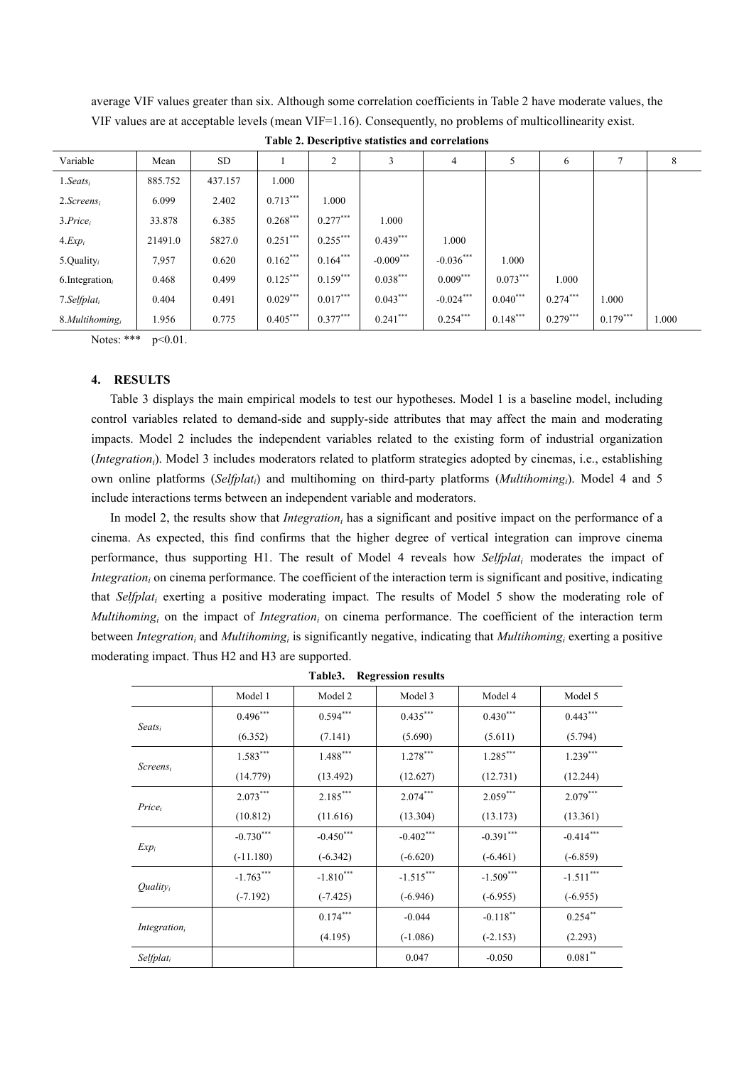average VIF values greater than six. Although some correlation coefficients in Table 2 have moderate values, the VIF values are at acceptable levels (mean VIF=1.16). Consequently, no problems of multicollinearity exist.

**Table 2. Descriptive statistics and correlations**

| Variable | Mean | SD | 1 | 2 | 3 | 4 | 5 | 6 | 7 | 8 |
|---|---|---|---|---|---|---|---|---|---|---|
| 1.$Seats_i$ | 885.752 | 437.157 | 1.000 | | | | | | | |
| 2.$Screens_i$ | 6.099 | 2.402 | $0.713^{***}$ | 1.000 | | | | | | |
| 3.$Price_i$ | 33.878 | 6.385 | $0.268^{***}$ | $0.277^{***}$ | 1.000 | | | | | |
| 4.$Exp_i$ | 21491.0 | 5827.0 | $0.251^{***}$ | $0.255^{***}$ | $0.439^{***}$ | 1.000 | | | | |
| 5.$Quality_i$ | 7,957 | 0.620 | $0.162^{***}$ | $0.164^{***}$ | $-0.009^{***}$ | $-0.036^{***}$ | 1.000 | | | |
| 6.$Integration_i$ | 0.468 | 0.499 | $0.125^{***}$ | $0.159^{***}$ | $0.038^{***}$ | $0.009^{***}$ | $0.073^{***}$ | 1.000 | | |
| 7.$Selfplat_i$ | 0.404 | 0.491 | $0.029^{***}$ | $0.017^{***}$ | $0.043^{***}$ | $-0.024^{***}$ | $0.040^{***}$ | $0.274^{***}$ | 1.000 | |
| 8.$Multihoming_i$ | 1.956 | 0.775 | $0.405^{***}$ | $0.377^{***}$ | $0.241^{***}$ | $0.254^{***}$ | $0.148^{***}$ | $0.279^{***}$ | $0.179^{***}$ | 1.000 |

Notes: *** $p<0.01$.

## 4. RESULTS

Table 3 displays the main empirical models to test our hypotheses. Model 1 is a baseline model, including control variables related to demand-side and supply-side attributes that may affect the main and moderating impacts. Model 2 includes the independent variables related to the existing form of industrial organization (*$Integration_i$*). Model 3 includes moderators related to platform strategies adopted by cinemas, i.e., establishing own online platforms (*$Selfplat_i$*) and multihoming on third-party platforms (*$Multihoming_i$*). Model 4 and 5 include interactions terms between an independent variable and moderators.

In model 2, the results show that *$Integration_i$* has a significant and positive impact on the performance of a cinema. As expected, this find confirms that the higher degree of vertical integration can improve cinema performance, thus supporting H1. The result of Model 4 reveals how *$Selfplat_i$* moderates the impact of *$Integration_i$* on cinema performance. The coefficient of the interaction term is significant and positive, indicating that *$Selfplat_i$* exerting a positive moderating impact. The results of Model 5 show the moderating role of *$Multihoming_i$* on the impact of *$Integration_i$* on cinema performance. The coefficient of the interaction term between *$Integration_i$* and *$Multihoming_i$* is significantly negative, indicating that *$Multihoming_i$* exerting a positive moderating impact. Thus H2 and H3 are supported.

**Table3. Regression results**

| | Model 1 | Model 2 | Model 3 | Model 4 | Model 5 |
|---|---|---|---|---|---|
| $Seats_i$ | $0.496^{***}$ | $0.594^{***}$ | $0.435^{***}$ | $0.430^{***}$ | $0.443^{***}$ |
| | (6.352) | (7.141) | (5.690) | (5.611) | (5.794) |
| $Screens_i$ | $1.583^{***}$ | $1.488^{***}$ | $1.278^{***}$ | $1.285^{***}$ | $1.239^{***}$ |
| | (14.779) | (13.492) | (12.627) | (12.731) | (12.244) |
| $Price_i$ | $2.073^{***}$ | $2.185^{***}$ | $2.074^{***}$ | $2.059^{***}$ | $2.079^{***}$ |
| | (10.812) | (11.616) | (13.304) | (13.173) | (13.361) |
| $Exp_i$ | $-0.730^{***}$ | $-0.450^{***}$ | $-0.402^{***}$ | $-0.391^{***}$ | $-0.414^{***}$ |
| | (-11.180) | (-6.342) | (-6.620) | (-6.461) | (-6.859) |
| $Quality_i$ | $-1.763^{***}$ | $-1.810^{***}$ | $-1.515^{***}$ | $-1.509^{***}$ | $-1.511^{***}$ |
| | (-7.192) | (-7.425) | (-6.946) | (-6.955) | (-6.955) |
| $Integration_i$ | | $0.174^{***}$ | -0.044 | $-0.118^{**}$ | $0.254^{**}$ |
| | | (4.195) | (-1.086) | (-2.153) | (2.293) |
| $Selfplat_i$ | | | 0.047 | -0.050 | $0.081^{**}$ |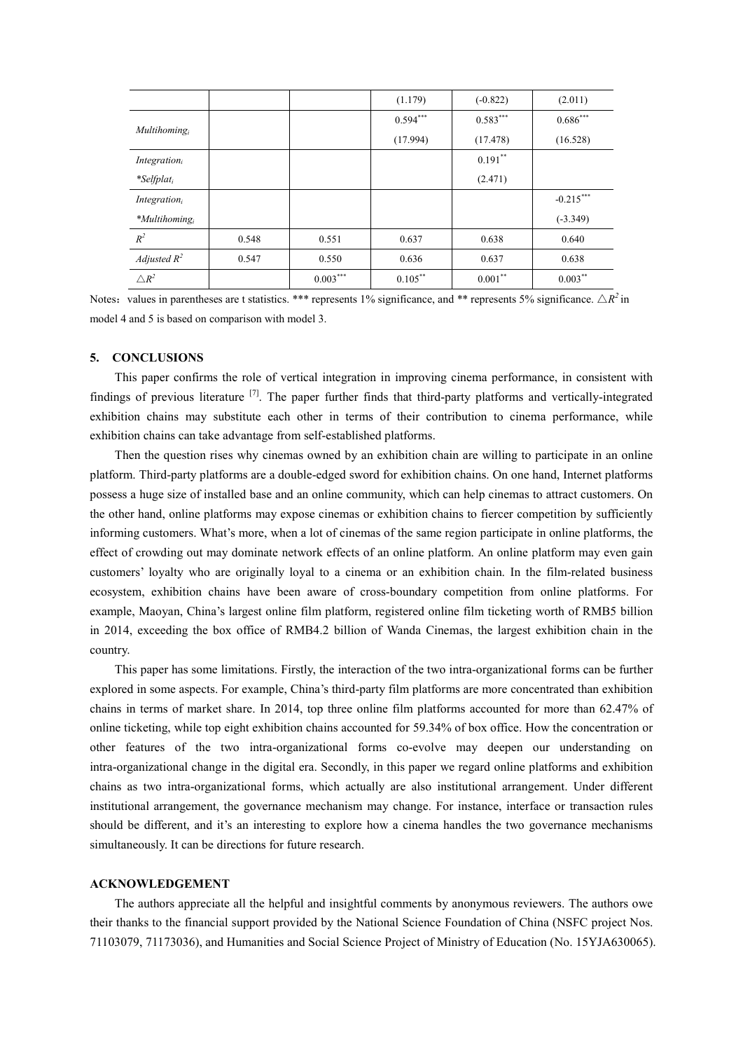| | | | | | |
|---|---|---|---|---|---|
| | | | (1.179) | (-0.822) | (2.011) |
| $Multihoming_i$ | | | $0.594^{***}$ | $0.583^{***}$ | $0.686^{***}$ |
| | | | (17.994) | (17.478) | (16.528) |
| $Integration_i$ | | | | $0.191^{**}$ | |
| $*Selfplat_i$ | | | | (2.471) | |
| $Integration_i$ | | | | | $-0.215^{***}$ |
| $*Multihoming_i$ | | | | | (-3.349) |
| $R^2$ | 0.548 | 0.551 | 0.637 | 0.638 | 0.640 |
| Adjusted $R^2$ | 0.547 | 0.550 | 0.636 | 0.637 | 0.638 |
| $\triangle R^2$ | | $0.003^{***}$ | $0.105^{**}$ | $0.001^{**}$ | $0.003^{**}$ |

Notes: values in parentheses are t statistics. *** represents 1% significance, and ** represents 5% significance. $\triangle R^2$ in model 4 and 5 is based on comparison with model 3.

## 5. CONCLUSIONS

This paper confirms the role of vertical integration in improving cinema performance, in consistent with findings of previous literature [7]. The paper further finds that third-party platforms and vertically-integrated exhibition chains may substitute each other in terms of their contribution to cinema performance, while exhibition chains can take advantage from self-established platforms.

Then the question rises why cinemas owned by an exhibition chain are willing to participate in an online platform. Third-party platforms are a double-edged sword for exhibition chains. On one hand, Internet platforms possess a huge size of installed base and an online community, which can help cinemas to attract customers. On the other hand, online platforms may expose cinemas or exhibition chains to fiercer competition by sufficiently informing customers. What's more, when a lot of cinemas of the same region participate in online platforms, the effect of crowding out may dominate network effects of an online platform. An online platform may even gain customers' loyalty who are originally loyal to a cinema or an exhibition chain. In the film-related business ecosystem, exhibition chains have been aware of cross-boundary competition from online platforms. For example, Maoyan, China's largest online film platform, registered online film ticketing worth of RMB5 billion in 2014, exceeding the box office of RMB4.2 billion of Wanda Cinemas, the largest exhibition chain in the country.

This paper has some limitations. Firstly, the interaction of the two intra-organizational forms can be further explored in some aspects. For example, China's third-party film platforms are more concentrated than exhibition chains in terms of market share. In 2014, top three online film platforms accounted for more than 62.47% of online ticketing, while top eight exhibition chains accounted for 59.34% of box office. How the concentration or other features of the two intra-organizational forms co-evolve may deepen our understanding on intra-organizational change in the digital era. Secondly, in this paper we regard online platforms and exhibition chains as two intra-organizational forms, which actually are also institutional arrangement. Under different institutional arrangement, the governance mechanism may change. For instance, interface or transaction rules should be different, and it's an interesting to explore how a cinema handles the two governance mechanisms simultaneously. It can be directions for future research.

## ACKNOWLEDGEMENT

The authors appreciate all the helpful and insightful comments by anonymous reviewers. The authors owe their thanks to the financial support provided by the National Science Foundation of China (NSFC project Nos. 71103079, 71173036), and Humanities and Social Science Project of Ministry of Education (No. 15YJA630065).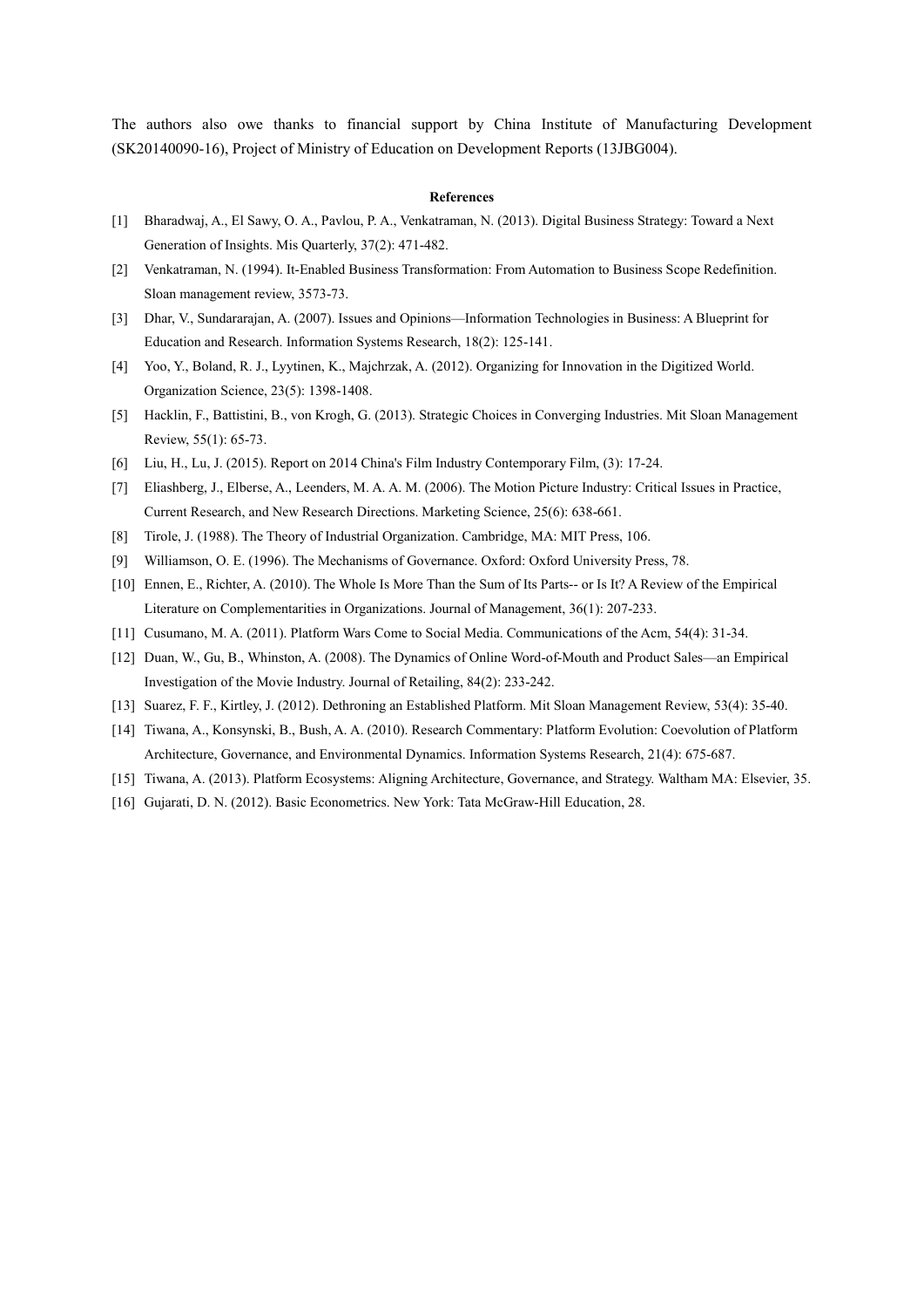The authors also owe thanks to financial support by China Institute of Manufacturing Development (SK20140090-16), Project of Ministry of Education on Development Reports (13JBG004).

**References**

[1] Bharadwaj, A., El Sawy, O. A., Pavlou, P. A., Venkatraman, N. (2013). Digital Business Strategy: Toward a Next Generation of Insights. Mis Quarterly, 37(2): 471-482.

[2] Venkatraman, N. (1994). It-Enabled Business Transformation: From Automation to Business Scope Redefinition. Sloan management review, 3573-73.

[3] Dhar, V., Sundararajan, A. (2007). Issues and Opinions—Information Technologies in Business: A Blueprint for Education and Research. Information Systems Research, 18(2): 125-141.

[4] Yoo, Y., Boland, R. J., Lyytinen, K., Majchrzak, A. (2012). Organizing for Innovation in the Digitized World. Organization Science, 23(5): 1398-1408.

[5] Hacklin, F., Battistini, B., von Krogh, G. (2013). Strategic Choices in Converging Industries. Mit Sloan Management Review, 55(1): 65-73.

[6] Liu, H., Lu, J. (2015). Report on 2014 China's Film Industry Contemporary Film, (3): 17-24.

[7] Eliashberg, J., Elberse, A., Leenders, M. A. A. M. (2006). The Motion Picture Industry: Critical Issues in Practice, Current Research, and New Research Directions. Marketing Science, 25(6): 638-661.

[8] Tirole, J. (1988). The Theory of Industrial Organization. Cambridge, MA: MIT Press, 106.

[9] Williamson, O. E. (1996). The Mechanisms of Governance. Oxford: Oxford University Press, 78.

[10] Ennen, E., Richter, A. (2010). The Whole Is More Than the Sum of Its Parts-- or Is It? A Review of the Empirical Literature on Complementarities in Organizations. Journal of Management, 36(1): 207-233.

[11] Cusumano, M. A. (2011). Platform Wars Come to Social Media. Communications of the Acm, 54(4): 31-34.

[12] Duan, W., Gu, B., Whinston, A. (2008). The Dynamics of Online Word-of-Mouth and Product Sales—an Empirical Investigation of the Movie Industry. Journal of Retailing, 84(2): 233-242.

[13] Suarez, F. F., Kirtley, J. (2012). Dethroning an Established Platform. Mit Sloan Management Review, 53(4): 35-40.

[14] Tiwana, A., Konsynski, B., Bush, A. A. (2010). Research Commentary: Platform Evolution: Coevolution of Platform Architecture, Governance, and Environmental Dynamics. Information Systems Research, 21(4): 675-687.

[15] Tiwana, A. (2013). Platform Ecosystems: Aligning Architecture, Governance, and Strategy. Waltham MA: Elsevier, 35.

[16] Gujarati, D. N. (2012). Basic Econometrics. New York: Tata McGraw-Hill Education, 28.